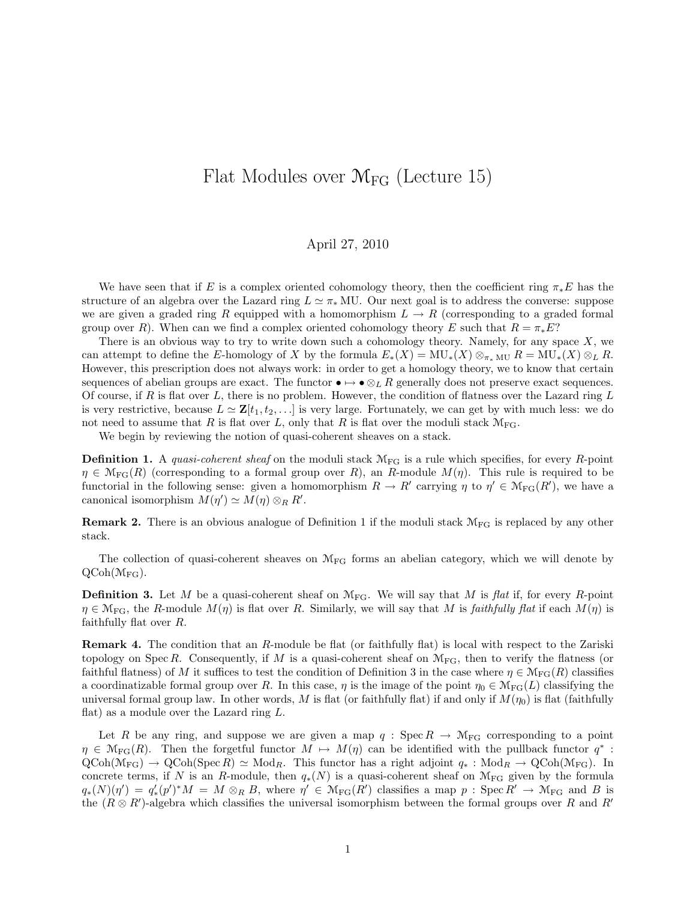# Flat Modules over $\mathcal{M}_{\mathrm{FG}}$ (Lecture 15)

April 27, 2010

We have seen that if $E$ is a complex oriented cohomology theory, then the coefficient ring $\pi_* E$ has the structure of an algebra over the Lazard ring $L \simeq \pi_* \mathrm{MU}$. Our next goal is to address the converse: suppose we are given a graded ring $R$ equipped with a homomorphism $L \to R$ (corresponding to a graded formal group over $R$). When can we find a complex oriented cohomology theory $E$ such that $R = \pi_* E$?

There is an obvious way to try to write down such a cohomology theory. Namely, for any space $X$, we can attempt to define the $E$-homology of $X$ by the formula $E_*(X) = \mathrm{MU}_*(X) \otimes_{\pi_* \mathrm{MU}} R = \mathrm{MU}_*(X) \otimes_L R$. However, this prescription does not always work: in order to get a homology theory, we to know that certain sequences of abelian groups are exact. The functor $\bullet \mapsto \bullet \otimes_L R$ generally does not preserve exact sequences. Of course, if $R$ is flat over $L$, there is no problem. However, the condition of flatness over the Lazard ring $L$ is very restrictive, because $L \simeq \mathbf{Z}[t_1, t_2, \ldots]$ is very large. Fortunately, we can get by with much less: we do not need to assume that $R$ is flat over $L$, only that $R$ is flat over the moduli stack $\mathcal{M}_{\mathrm{FG}}$.

We begin by reviewing the notion of quasi-coherent sheaves on a stack.

**Definition 1.** A *quasi-coherent sheaf* on the moduli stack $\mathcal{M}_{\mathrm{FG}}$ is a rule which specifies, for every $R$-point $\eta \in \mathcal{M}_{\mathrm{FG}}(R)$ (corresponding to a formal group over $R$), an $R$-module $M(\eta)$. This rule is required to be functorial in the following sense: given a homomorphism $R \to R'$ carrying $\eta$ to $\eta' \in \mathcal{M}_{\mathrm{FG}}(R')$, we have a canonical isomorphism $M(\eta') \simeq M(\eta) \otimes_R R'$.

**Remark 2.** There is an obvious analogue of Definition 1 if the moduli stack $\mathcal{M}_{\mathrm{FG}}$ is replaced by any other stack.

The collection of quasi-coherent sheaves on $\mathcal{M}_{\mathrm{FG}}$ forms an abelian category, which we will denote by $\mathrm{QCoh}(\mathcal{M}_{\mathrm{FG}})$.

**Definition 3.** Let $M$ be a quasi-coherent sheaf on $\mathcal{M}_{\mathrm{FG}}$. We will say that $M$ is *flat* if, for every $R$-point $\eta \in \mathcal{M}_{\mathrm{FG}}$, the $R$-module $M(\eta)$ is flat over $R$. Similarly, we will say that $M$ is *faithfully flat* if each $M(\eta)$ is faithfully flat over $R$.

**Remark 4.** The condition that an $R$-module be flat (or faithfully flat) is local with respect to the Zariski topology on $\operatorname{Spec} R$. Consequently, if $M$ is a quasi-coherent sheaf on $\mathcal{M}_{\mathrm{FG}}$, then to verify the flatness (or faithful flatness) of $M$ it suffices to test the condition of Definition 3 in the case where $\eta \in \mathcal{M}_{\mathrm{FG}}(R)$ classifies a coordinatizable formal group over $R$. In this case, $\eta$ is the image of the point $\eta_0 \in \mathcal{M}_{\mathrm{FG}}(L)$ classifying the universal formal group law. In other words, $M$ is flat (or faithfully flat) if and only if $M(\eta_0)$ is flat (faithfully flat) as a module over the Lazard ring $L$.

Let $R$ be any ring, and suppose we are given a map $q : \operatorname{Spec} R \to \mathcal{M}_{\mathrm{FG}}$ corresponding to a point $\eta \in \mathcal{M}_{\mathrm{FG}}(R)$. Then the forgetful functor $M \mapsto M(\eta)$ can be identified with the pullback functor $q^* : \mathrm{QCoh}(\mathcal{M}_{\mathrm{FG}}) \to \mathrm{QCoh}(\operatorname{Spec} R) \simeq \mathrm{Mod}_R$. This functor has a right adjoint $q_* : \mathrm{Mod}_R \to \mathrm{QCoh}(\mathcal{M}_{\mathrm{FG}})$. In concrete terms, if $N$ is an $R$-module, then $q_*(N)$ is a quasi-coherent sheaf on $\mathcal{M}_{\mathrm{FG}}$ given by the formula $q_*(N)(\eta') = q'_*(p')^* M = M \otimes_R B$, where $\eta' \in \mathcal{M}_{\mathrm{FG}}(R')$ classifies a map $p : \operatorname{Spec} R' \to \mathcal{M}_{\mathrm{FG}}$ and $B$ is the $(R \otimes R')$-algebra which classifies the universal isomorphism between the formal groups over $R$ and $R'$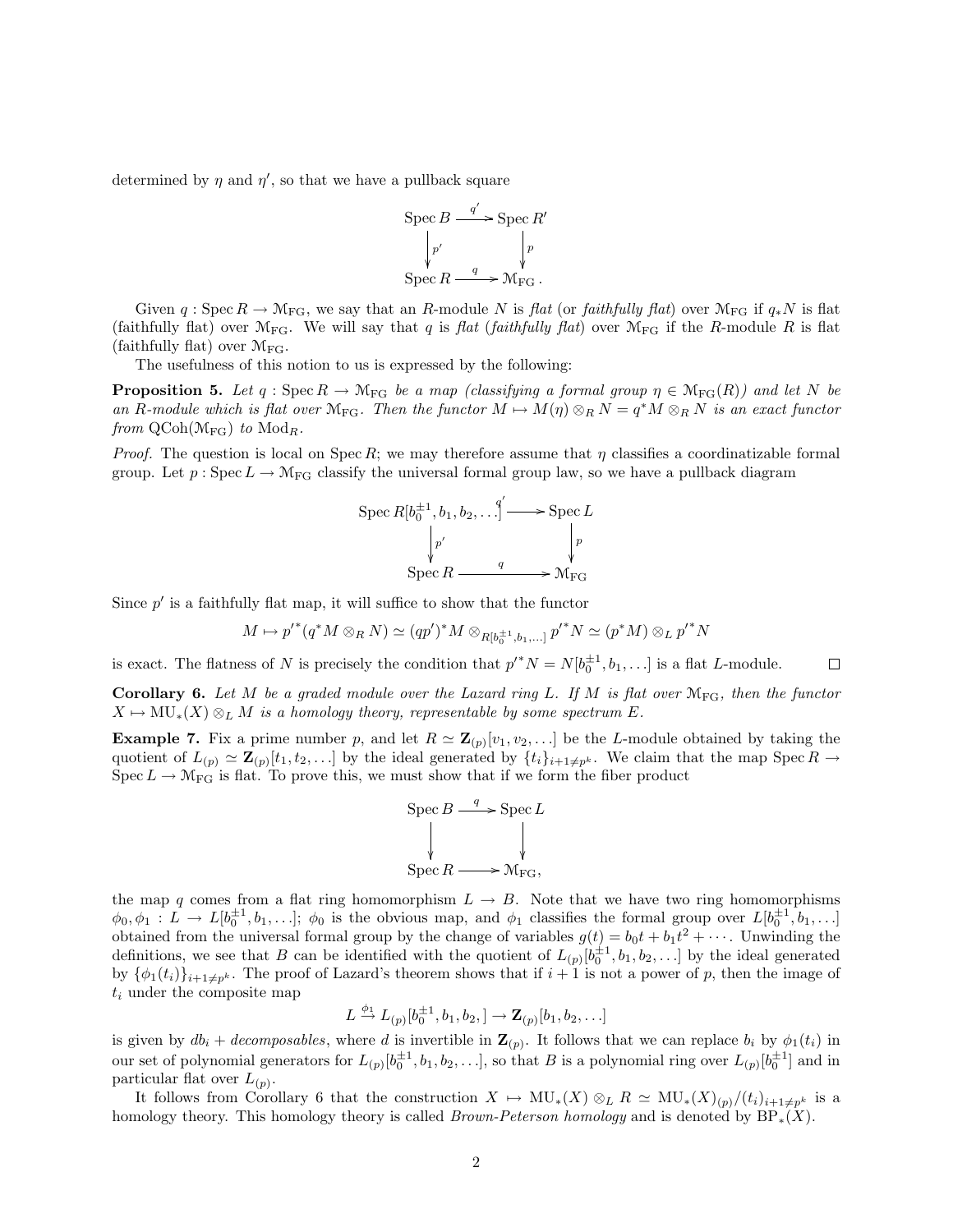determined by $\eta$ and $\eta'$, so that we have a pullback square

$$\begin{array}{ccc} \operatorname{Spec} B & \xrightarrow{q'} & \operatorname{Spec} R' \\ \downarrow{\scriptstyle p'} & & \downarrow{\scriptstyle p} \\ \operatorname{Spec} R & \xrightarrow{q} & \mathcal{M}_{\mathrm{FG}}\,. \end{array}$$

Given $q : \operatorname{Spec} R \to \mathcal{M}_{\mathrm{FG}}$, we say that an $R$-module $N$ is *flat* (or *faithfully flat*) over $\mathcal{M}_{\mathrm{FG}}$ if $q_* N$ is flat (faithfully flat) over $\mathcal{M}_{\mathrm{FG}}$. We will say that $q$ is *flat* (*faithfully flat*) over $\mathcal{M}_{\mathrm{FG}}$ if the $R$-module $R$ is flat (faithfully flat) over $\mathcal{M}_{\mathrm{FG}}$.

The usefulness of this notion to us is expressed by the following:

**Proposition 5.** *Let $q : \operatorname{Spec} R \to \mathcal{M}_{\mathrm{FG}}$ be a map (classifying a formal group $\eta \in \mathcal{M}_{\mathrm{FG}}(R)$) and let $N$ be an $R$-module which is flat over $\mathcal{M}_{\mathrm{FG}}$. Then the functor $M \mapsto M(\eta) \otimes_R N = q^* M \otimes_R N$ is an exact functor from $\operatorname{QCoh}(\mathcal{M}_{\mathrm{FG}})$ to $\operatorname{Mod}_R$.*

*Proof.* The question is local on $\operatorname{Spec} R$; we may therefore assume that $\eta$ classifies a coordinatizable formal group. Let $p : \operatorname{Spec} L \to \mathcal{M}_{\mathrm{FG}}$ classify the universal formal group law, so we have a pullback diagram

$$\begin{array}{ccc} \operatorname{Spec} R[b_0^{\pm 1}, b_1, b_2, \ldots] & \xrightarrow{q'} & \operatorname{Spec} L \\ \downarrow{\scriptstyle p'} & & \downarrow{\scriptstyle p} \\ \operatorname{Spec} R & \xrightarrow{q} & \mathcal{M}_{\mathrm{FG}} \end{array}$$

Since $p'$ is a faithfully flat map, it will suffice to show that the functor

$$M \mapsto {p'}^*(q^* M \otimes_R N) \simeq (qp')^* M \otimes_{R[b_0^{\pm 1}, b_1, \ldots]} {p'}^* N \simeq (p^* M) \otimes_L {p'}^* N$$

is exact. The flatness of $N$ is precisely the condition that ${p'}^* N = N[b_0^{\pm 1}, b_1, \ldots]$ is a flat $L$-module. $\square$

**Corollary 6.** *Let $M$ be a graded module over the Lazard ring $L$. If $M$ is flat over $\mathcal{M}_{\mathrm{FG}}$, then the functor $X \mapsto \mathrm{MU}_*(X) \otimes_L M$ is a homology theory, representable by some spectrum $E$.*

**Example 7.** Fix a prime number $p$, and let $R \simeq \mathbf{Z}_{(p)}[v_1, v_2, \ldots]$ be the $L$-module obtained by taking the quotient of $L_{(p)} \simeq \mathbf{Z}_{(p)}[t_1, t_2, \ldots]$ by the ideal generated by $\{t_i\}_{i+1 \neq p^k}$. We claim that the map $\operatorname{Spec} R \to \operatorname{Spec} L \to \mathcal{M}_{\mathrm{FG}}$ is flat. To prove this, we must show that if we form the fiber product

$$\begin{array}{ccc} \operatorname{Spec} B & \xrightarrow{q} & \operatorname{Spec} L \\ \downarrow & & \downarrow \\ \operatorname{Spec} R & \longrightarrow & \mathcal{M}_{\mathrm{FG}}, \end{array}$$

the map $q$ comes from a flat ring homomorphism $L \to B$. Note that we have two ring homomorphisms $\phi_0, \phi_1 : L \to L[b_0^{\pm 1}, b_1, \ldots]$; $\phi_0$ is the obvious map, and $\phi_1$ classifies the formal group over $L[b_0^{\pm 1}, b_1, \ldots]$ obtained from the universal formal group by the change of variables $g(t) = b_0 t + b_1 t^2 + \cdots$. Unwinding the definitions, we see that $B$ can be identified with the quotient of $L_{(p)}[b_0^{\pm 1}, b_1, b_2, \ldots]$ by the ideal generated by $\{\phi_1(t_i)\}_{i+1 \neq p^k}$. The proof of Lazard's theorem shows that if $i+1$ is not a power of $p$, then the image of $t_i$ under the composite map

$$L \xrightarrow{\phi_1} L_{(p)}[b_0^{\pm 1}, b_1, b_2, ] \to \mathbf{Z}_{(p)}[b_1, b_2, \ldots]$$

is given by $d b_i +$ *decomposables*, where $d$ is invertible in $\mathbf{Z}_{(p)}$. It follows that we can replace $b_i$ by $\phi_1(t_i)$ in our set of polynomial generators for $L_{(p)}[b_0^{\pm 1}, b_1, \ldots]$, so that $B$ is a polynomial ring over $L_{(p)}[b_0^{\pm 1}]$ and in particular flat over $L_{(p)}$.

It follows from Corollary 6 that the construction $X \mapsto \mathrm{MU}_*(X) \otimes_L R \simeq \mathrm{MU}_*(X)_{(p)}/(t_i)_{i+1 \neq p^k}$ is a homology theory. This homology theory is called *Brown-Peterson homology* and is denoted by $\mathrm{BP}_*(X)$.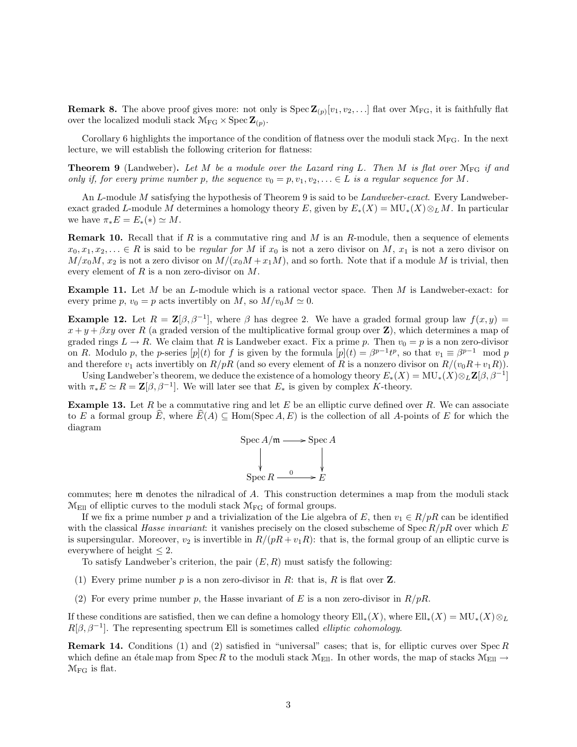**Remark 8.** The above proof gives more: not only is $\operatorname{Spec} \mathbf{Z}_{(p)}[v_1, v_2, \ldots]$ flat over $\mathcal{M}_{\mathrm{FG}}$, it is faithfully flat over the localized moduli stack $\mathcal{M}_{\mathrm{FG}} \times \operatorname{Spec} \mathbf{Z}_{(p)}$.

Corollary 6 highlights the importance of the condition of flatness over the moduli stack $\mathcal{M}_{\mathrm{FG}}$. In the next lecture, we will establish the following criterion for flatness:

**Theorem 9** (Landweber)**.** *Let $M$ be a module over the Lazard ring $L$. Then $M$ is flat over $\mathcal{M}_{\mathrm{FG}}$ if and only if, for every prime number $p$, the sequence $v_0 = p, v_1, v_2, \ldots \in L$ is a regular sequence for $M$.*

An $L$-module $M$ satisfying the hypothesis of Theorem 9 is said to be *Landweber-exact*. Every Landweber-exact graded $L$-module $M$ determines a homology theory $E$, given by $E_*(X) = \mathrm{MU}_*(X) \otimes_L M$. In particular we have $\pi_* E = E_*(*) \simeq M$.

**Remark 10.** Recall that if $R$ is a commutative ring and $M$ is an $R$-module, then a sequence of elements $x_0, x_1, x_2, \ldots \in R$ is said to be *regular for* $M$ if $x_0$ is not a zero divisor on $M$, $x_1$ is not a zero divisor on $M/x_0M$, $x_2$ is not a zero divisor on $M/(x_0M + x_1M)$, and so forth. Note that if a module $M$ is trivial, then every element of $R$ is a non zero-divisor on $M$.

**Example 11.** Let $M$ be an $L$-module which is a rational vector space. Then $M$ is Landweber-exact: for every prime $p$, $v_0 = p$ acts invertibly on $M$, so $M/v_0M \simeq 0$.

**Example 12.** Let $R = \mathbf{Z}[\beta, \beta^{-1}]$, where $\beta$ has degree 2. We have a graded formal group law $f(x, y) = x + y + \beta xy$ over $R$ (a graded version of the multiplicative formal group over $\mathbf{Z}$), which determines a map of graded rings $L \to R$. We claim that $R$ is Landweber exact. Fix a prime $p$. Then $v_0 = p$ is a non zero-divisor on $R$. Modulo $p$, the $p$-series $[p](t)$ for $f$ is given by the formula $[p](t) = \beta^{p-1}t^p$, so that $v_1 \equiv \beta^{p-1} \mod p$ and therefore $v_1$ acts invertibly on $R/pR$ (and so every element of $R$ is a nonzero divisor on $R/(v_0R + v_1R)$).

Using Landweber's theorem, we deduce the existence of a homology theory $E_*(X) = \mathrm{MU}_*(X) \otimes_L \mathbf{Z}[\beta, \beta^{-1}]$ with $\pi_* E \simeq R = \mathbf{Z}[\beta, \beta^{-1}]$. We will later see that $E_*$ is given by complex $K$-theory.

**Example 13.** Let $R$ be a commutative ring and let $E$ be an elliptic curve defined over $R$. We can associate to $E$ a formal group $\widehat{E}$, where $\widehat{E}(A) \subseteq \operatorname{Hom}(\operatorname{Spec} A, E)$ is the collection of all $A$-points of $E$ for which the diagram

$$\begin{array}{ccc} \operatorname{Spec} A/\mathfrak{m} & \longrightarrow & \operatorname{Spec} A \\ \downarrow & & \downarrow \\ \operatorname{Spec} R & \xrightarrow{\;0\;} & E \end{array}$$

commutes; here $\mathfrak{m}$ denotes the nilradical of $A$. This construction determines a map from the moduli stack $\mathcal{M}_{\mathrm{Ell}}$ of elliptic curves to the moduli stack $\mathcal{M}_{\mathrm{FG}}$ of formal groups.

If we fix a prime number $p$ and a trivialization of the Lie algebra of $E$, then $v_1 \in R/pR$ can be identified with the classical *Hasse invariant*: it vanishes precisely on the closed subscheme of $\operatorname{Spec} R/pR$ over which $E$ is supersingular. Moreover, $v_2$ is invertible in $R/(pR + v_1R)$: that is, the formal group of an elliptic curve is everywhere of height $\leq 2$.

To satisfy Landweber's criterion, the pair $(E, R)$ must satisfy the following:

(1) Every prime number $p$ is a non zero-divisor in $R$: that is, $R$ is flat over $\mathbf{Z}$.

(2) For every prime number $p$, the Hasse invariant of $E$ is a non zero-divisor in $R/pR$.

If these conditions are satisfied, then we can define a homology theory $\mathrm{Ell}_*(X)$, where $\mathrm{Ell}_*(X) = \mathrm{MU}_*(X) \otimes_L R[\beta, \beta^{-1}]$. The representing spectrum Ell is sometimes called *elliptic cohomology*.

**Remark 14.** Conditions (1) and (2) satisfied in "universal" cases; that is, for elliptic curves over $\operatorname{Spec} R$ which define an étale map from $\operatorname{Spec} R$ to the moduli stack $\mathcal{M}_{\mathrm{Ell}}$. In other words, the map of stacks $\mathcal{M}_{\mathrm{Ell}} \to \mathcal{M}_{\mathrm{FG}}$ is flat.